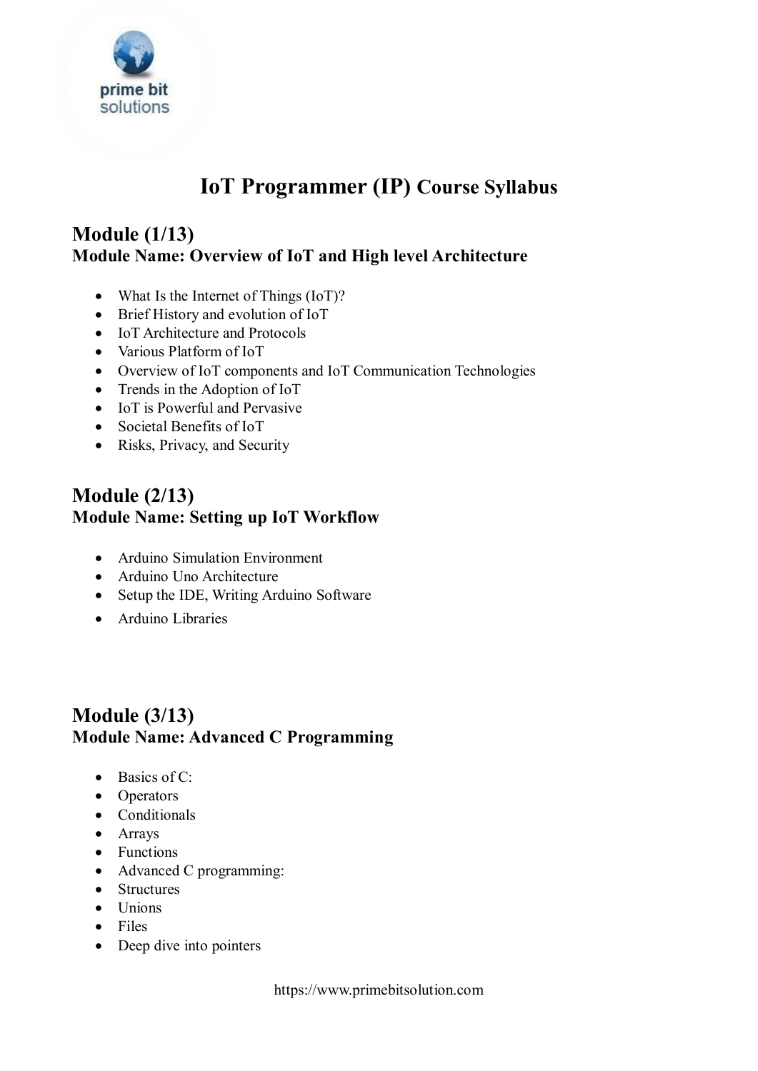# IoT Programmer (IP) Course Syllabus

## Module (1/13)
### Module Name: Overview of IoT and High level Architecture

- What Is the Internet of Things (IoT)?
- Brief History and evolution of IoT
- IoT Architecture and Protocols
- Various Platform of IoT
- Overview of IoT components and IoT Communication Technologies
- Trends in the Adoption of IoT
- IoT is Powerful and Pervasive
- Societal Benefits of IoT
- Risks, Privacy, and Security

## Module (2/13)
### Module Name: Setting up IoT Workflow

- Arduino Simulation Environment
- Arduino Uno Architecture
- Setup the IDE, Writing Arduino Software
- Arduino Libraries

## Module (3/13)
### Module Name: Advanced C Programming

- Basics of C:
- Operators
- Conditionals
- Arrays
- Functions
- Advanced C programming:
- Structures
- Unions
- Files
- Deep dive into pointers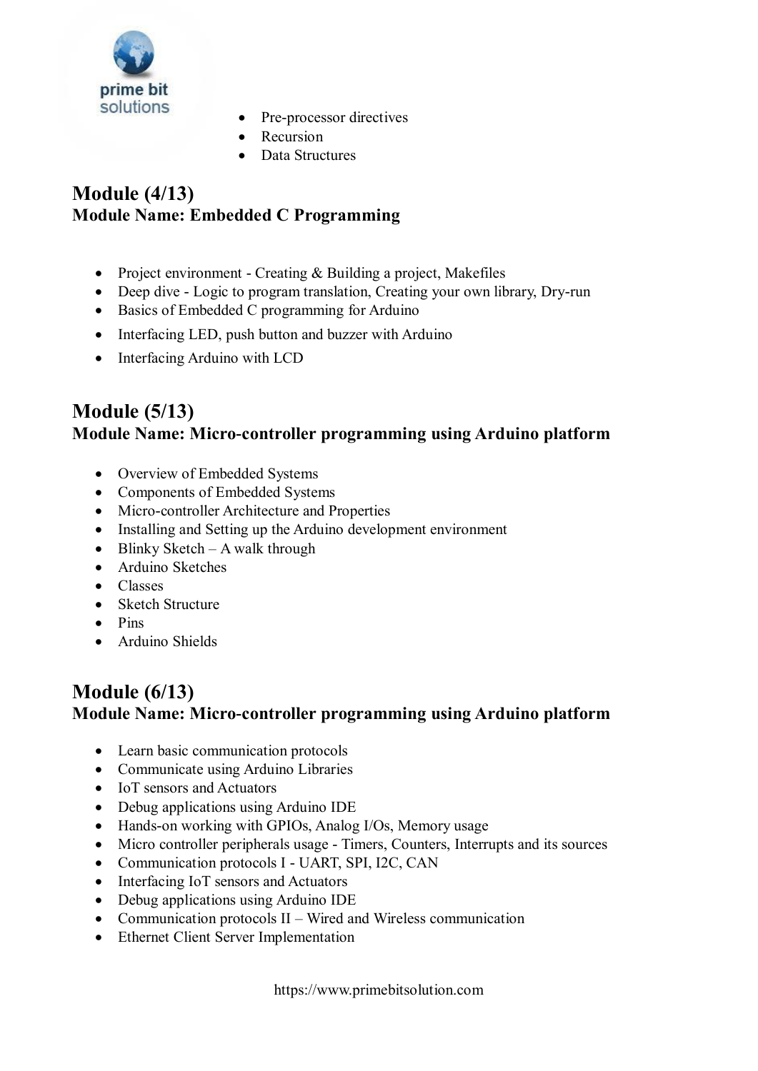- Pre-processor directives
- Recursion
- Data Structures

## Module (4/13)
### Module Name: Embedded C Programming

- Project environment - Creating & Building a project, Makefiles
- Deep dive - Logic to program translation, Creating your own library, Dry-run
- Basics of Embedded C programming for Arduino
- Interfacing LED, push button and buzzer with Arduino
- Interfacing Arduino with LCD

## Module (5/13)
### Module Name: Micro-controller programming using Arduino platform

- Overview of Embedded Systems
- Components of Embedded Systems
- Micro-controller Architecture and Properties
- Installing and Setting up the Arduino development environment
- Blinky Sketch – A walk through
- Arduino Sketches
- Classes
- Sketch Structure
- Pins
- Arduino Shields

## Module (6/13)
### Module Name: Micro-controller programming using Arduino platform

- Learn basic communication protocols
- Communicate using Arduino Libraries
- IoT sensors and Actuators
- Debug applications using Arduino IDE
- Hands-on working with GPIOs, Analog I/Os, Memory usage
- Micro controller peripherals usage - Timers, Counters, Interrupts and its sources
- Communication protocols I - UART, SPI, I2C, CAN
- Interfacing IoT sensors and Actuators
- Debug applications using Arduino IDE
- Communication protocols II – Wired and Wireless communication
- Ethernet Client Server Implementation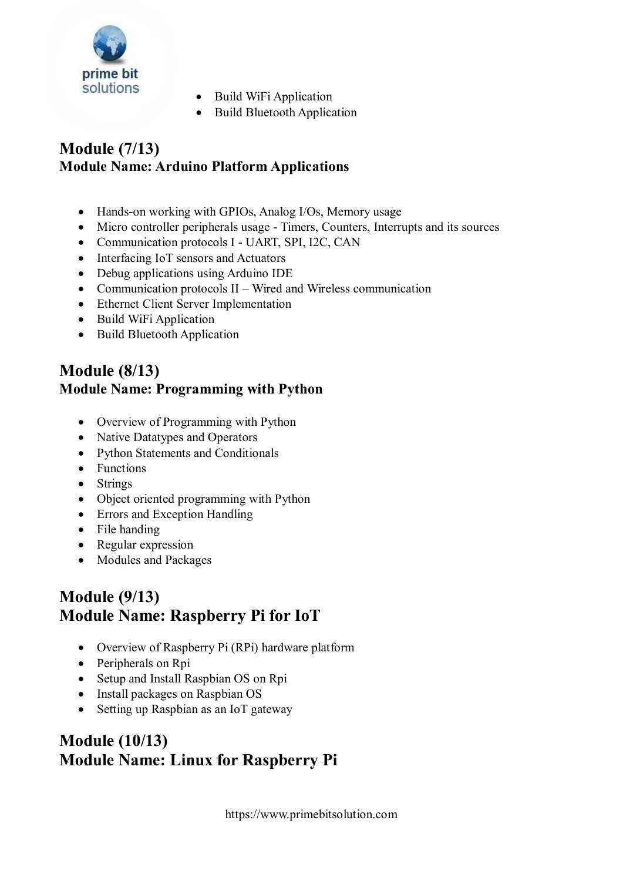- Build WiFi Application
- Build Bluetooth Application

## Module (7/13)
### Module Name: Arduino Platform Applications

- Hands-on working with GPIOs, Analog I/Os, Memory usage
- Micro controller peripherals usage - Timers, Counters, Interrupts and its sources
- Communication protocols I - UART, SPI, I2C, CAN
- Interfacing IoT sensors and Actuators
- Debug applications using Arduino IDE
- Communication protocols II – Wired and Wireless communication
- Ethernet Client Server Implementation
- Build WiFi Application
- Build Bluetooth Application

## Module (8/13)
### Module Name: Programming with Python

- Overview of Programming with Python
- Native Datatypes and Operators
- Python Statements and Conditionals
- Functions
- Strings
- Object oriented programming with Python
- Errors and Exception Handling
- File handing
- Regular expression
- Modules and Packages

## Module (9/13)
## Module Name: Raspberry Pi for IoT

- Overview of Raspberry Pi (RPi) hardware platform
- Peripherals on Rpi
- Setup and Install Raspbian OS on Rpi
- Install packages on Raspbian OS
- Setting up Raspbian as an IoT gateway

## Module (10/13)
## Module Name: Linux for Raspberry Pi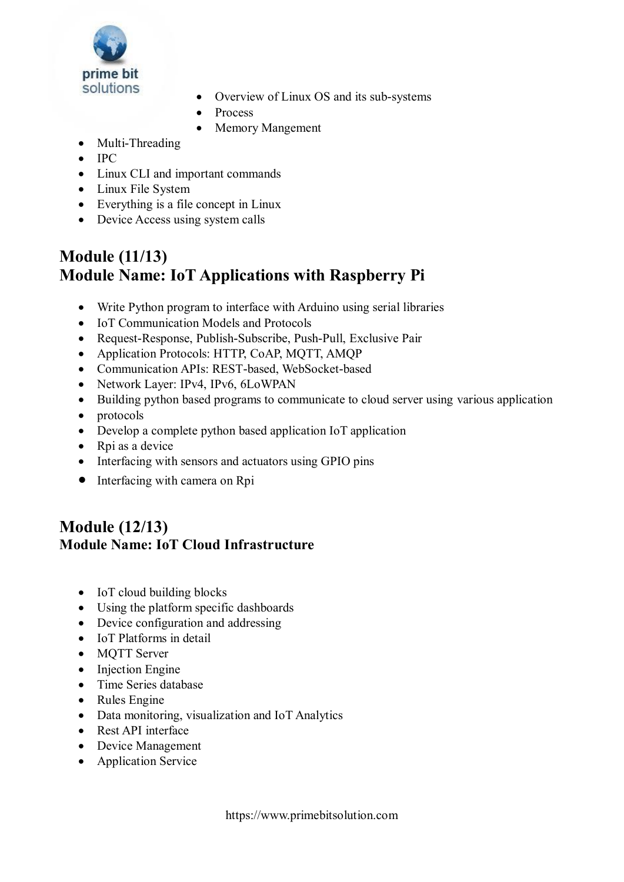- Overview of Linux OS and its sub-systems
- Process
- Memory Mangement
- Multi-Threading
- IPC
- Linux CLI and important commands
- Linux File System
- Everything is a file concept in Linux
- Device Access using system calls

## Module (11/13)
## Module Name: IoT Applications with Raspberry Pi

- Write Python program to interface with Arduino using serial libraries
- IoT Communication Models and Protocols
- Request-Response, Publish-Subscribe, Push-Pull, Exclusive Pair
- Application Protocols: HTTP, CoAP, MQTT, AMQP
- Communication APIs: REST-based, WebSocket-based
- Network Layer: IPv4, IPv6, 6LoWPAN
- Building python based programs to communicate to cloud server using various application
- protocols
- Develop a complete python based application IoT application
- Rpi as a device
- Interfacing with sensors and actuators using GPIO pins
- Interfacing with camera on Rpi

## Module (12/13)
### Module Name: IoT Cloud Infrastructure

- IoT cloud building blocks
- Using the platform specific dashboards
- Device configuration and addressing
- IoT Platforms in detail
- MQTT Server
- Injection Engine
- Time Series database
- Rules Engine
- Data monitoring, visualization and IoT Analytics
- Rest API interface
- Device Management
- Application Service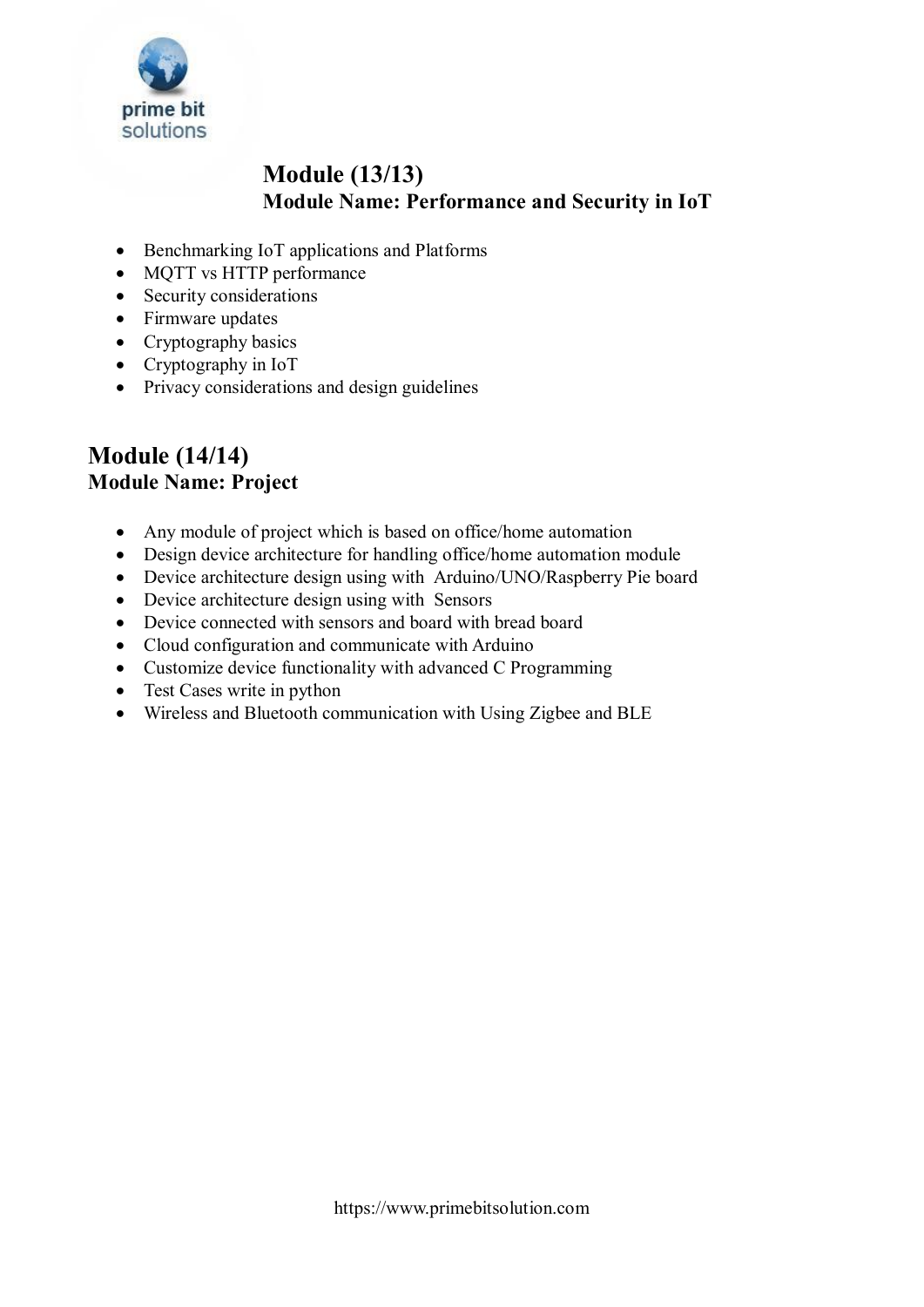## Module (13/13)
### Module Name: Performance and Security in IoT

- Benchmarking IoT applications and Platforms
- MQTT vs HTTP performance
- Security considerations
- Firmware updates
- Cryptography basics
- Cryptography in IoT
- Privacy considerations and design guidelines

## Module (14/14)
### Module Name: Project

- Any module of project which is based on office/home automation
- Design device architecture for handling office/home automation module
- Device architecture design using with Arduino/UNO/Raspberry Pie board
- Device architecture design using with Sensors
- Device connected with sensors and board with bread board
- Cloud configuration and communicate with Arduino
- Customize device functionality with advanced C Programming
- Test Cases write in python
- Wireless and Bluetooth communication with Using Zigbee and BLE